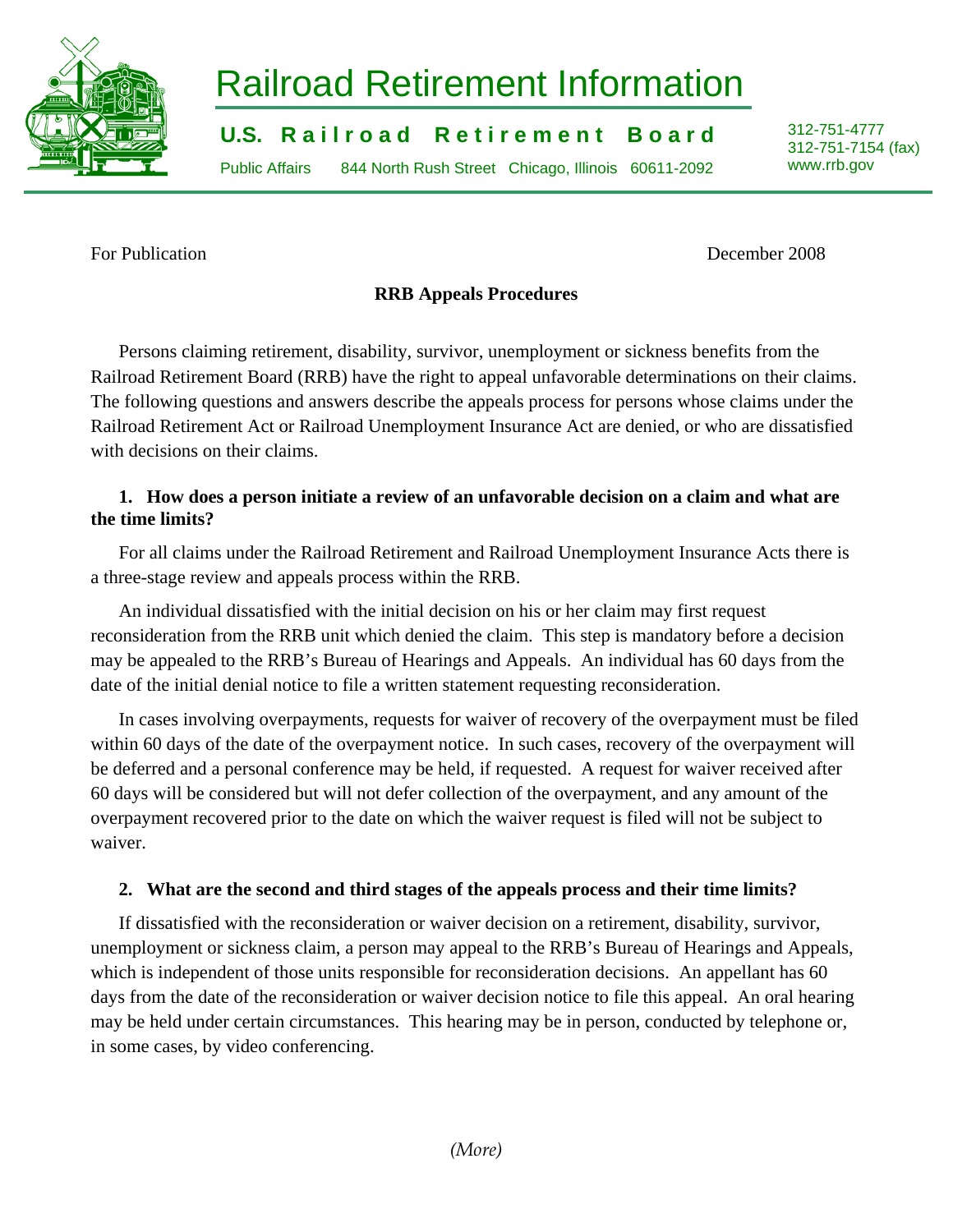# Railroad Retirement Information

**U.S. Railroad Retirement Board**

Public Affairs 844 North Rush Street Chicago, Illinois 60611-2092

312-751-4777
312-751-7154 (fax)
www.rrb.gov

For Publication

December 2008

## RRB Appeals Procedures

Persons claiming retirement, disability, survivor, unemployment or sickness benefits from the Railroad Retirement Board (RRB) have the right to appeal unfavorable determinations on their claims. The following questions and answers describe the appeals process for persons whose claims under the Railroad Retirement Act or Railroad Unemployment Insurance Act are denied, or who are dissatisfied with decisions on their claims.

**1. How does a person initiate a review of an unfavorable decision on a claim and what are the time limits?**

For all claims under the Railroad Retirement and Railroad Unemployment Insurance Acts there is a three-stage review and appeals process within the RRB.

An individual dissatisfied with the initial decision on his or her claim may first request reconsideration from the RRB unit which denied the claim. This step is mandatory before a decision may be appealed to the RRB's Bureau of Hearings and Appeals. An individual has 60 days from the date of the initial denial notice to file a written statement requesting reconsideration.

In cases involving overpayments, requests for waiver of recovery of the overpayment must be filed within 60 days of the date of the overpayment notice. In such cases, recovery of the overpayment will be deferred and a personal conference may be held, if requested. A request for waiver received after 60 days will be considered but will not defer collection of the overpayment, and any amount of the overpayment recovered prior to the date on which the waiver request is filed will not be subject to waiver.

**2. What are the second and third stages of the appeals process and their time limits?**

If dissatisfied with the reconsideration or waiver decision on a retirement, disability, survivor, unemployment or sickness claim, a person may appeal to the RRB's Bureau of Hearings and Appeals, which is independent of those units responsible for reconsideration decisions. An appellant has 60 days from the date of the reconsideration or waiver decision notice to file this appeal. An oral hearing may be held under certain circumstances. This hearing may be in person, conducted by telephone or, in some cases, by video conferencing.

*(More)*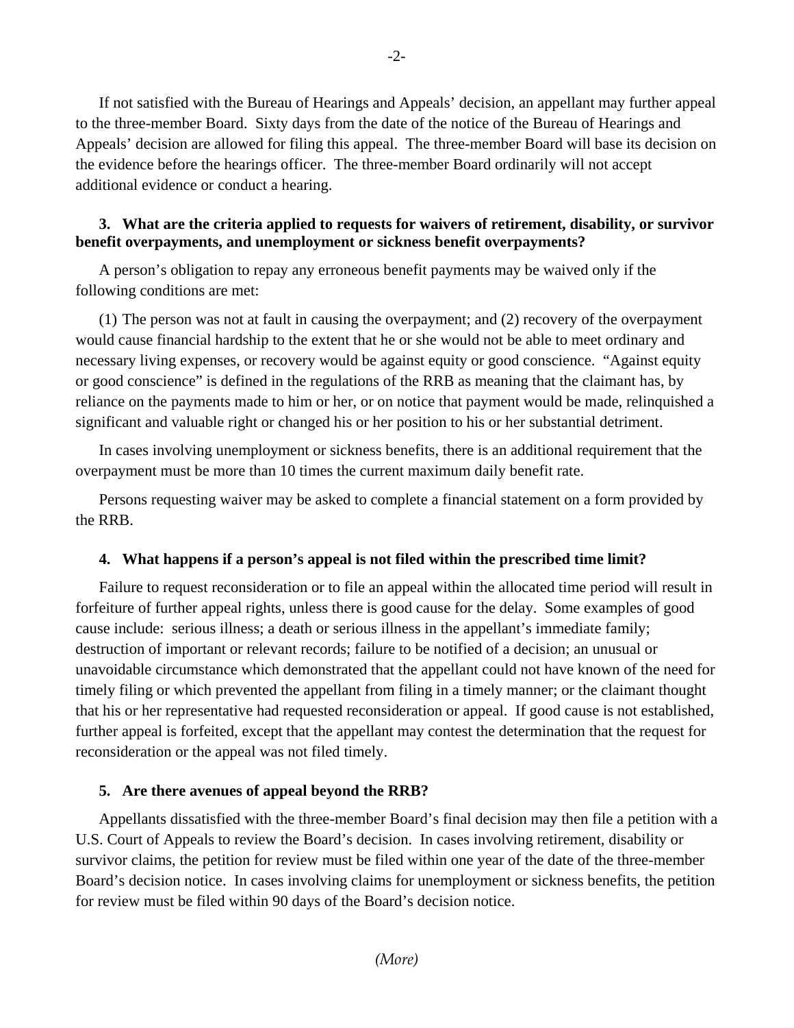If not satisfied with the Bureau of Hearings and Appeals' decision, an appellant may further appeal to the three-member Board. Sixty days from the date of the notice of the Bureau of Hearings and Appeals' decision are allowed for filing this appeal. The three-member Board will base its decision on the evidence before the hearings officer. The three-member Board ordinarily will not accept additional evidence or conduct a hearing.

**3. What are the criteria applied to requests for waivers of retirement, disability, or survivor benefit overpayments, and unemployment or sickness benefit overpayments?**

A person's obligation to repay any erroneous benefit payments may be waived only if the following conditions are met:

(1) The person was not at fault in causing the overpayment; and (2) recovery of the overpayment would cause financial hardship to the extent that he or she would not be able to meet ordinary and necessary living expenses, or recovery would be against equity or good conscience. "Against equity or good conscience" is defined in the regulations of the RRB as meaning that the claimant has, by reliance on the payments made to him or her, or on notice that payment would be made, relinquished a significant and valuable right or changed his or her position to his or her substantial detriment.

In cases involving unemployment or sickness benefits, there is an additional requirement that the overpayment must be more than 10 times the current maximum daily benefit rate.

Persons requesting waiver may be asked to complete a financial statement on a form provided by the RRB.

**4. What happens if a person's appeal is not filed within the prescribed time limit?**

Failure to request reconsideration or to file an appeal within the allocated time period will result in forfeiture of further appeal rights, unless there is good cause for the delay. Some examples of good cause include: serious illness; a death or serious illness in the appellant's immediate family; destruction of important or relevant records; failure to be notified of a decision; an unusual or unavoidable circumstance which demonstrated that the appellant could not have known of the need for timely filing or which prevented the appellant from filing in a timely manner; or the claimant thought that his or her representative had requested reconsideration or appeal. If good cause is not established, further appeal is forfeited, except that the appellant may contest the determination that the request for reconsideration or the appeal was not filed timely.

**5. Are there avenues of appeal beyond the RRB?**

Appellants dissatisfied with the three-member Board's final decision may then file a petition with a U.S. Court of Appeals to review the Board's decision. In cases involving retirement, disability or survivor claims, the petition for review must be filed within one year of the date of the three-member Board's decision notice. In cases involving claims for unemployment or sickness benefits, the petition for review must be filed within 90 days of the Board's decision notice.

*(More)*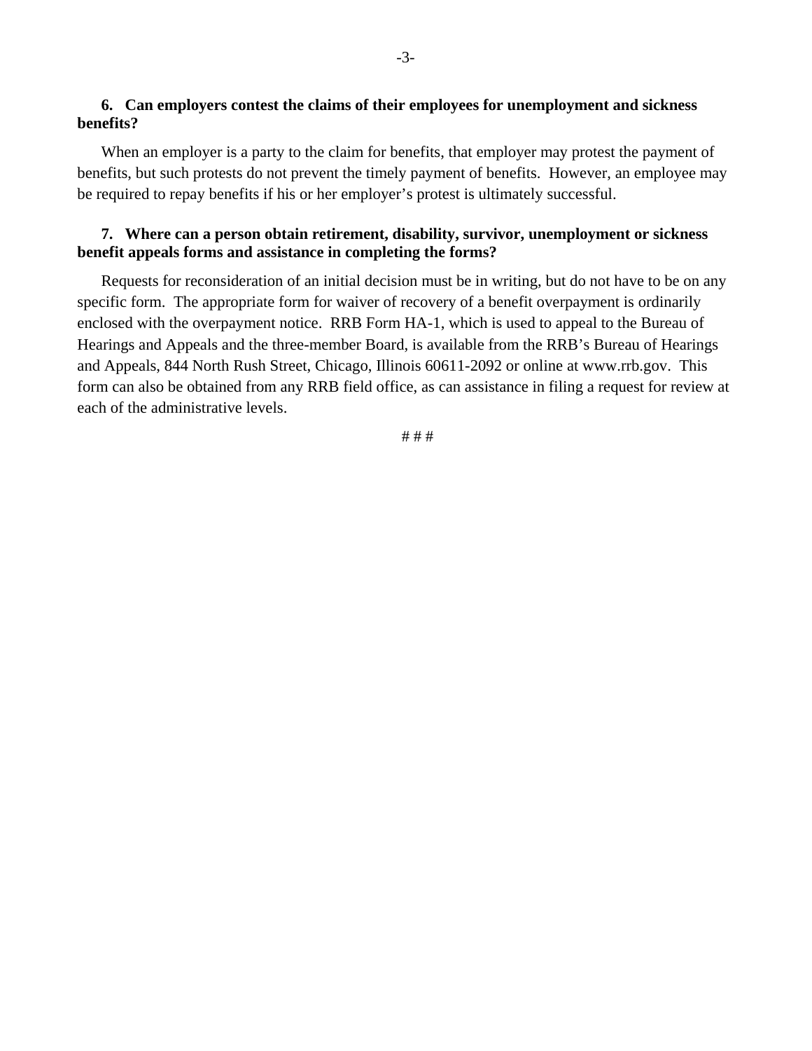**6. Can employers contest the claims of their employees for unemployment and sickness benefits?**

When an employer is a party to the claim for benefits, that employer may protest the payment of benefits, but such protests do not prevent the timely payment of benefits. However, an employee may be required to repay benefits if his or her employer's protest is ultimately successful.

**7. Where can a person obtain retirement, disability, survivor, unemployment or sickness benefit appeals forms and assistance in completing the forms?**

Requests for reconsideration of an initial decision must be in writing, but do not have to be on any specific form. The appropriate form for waiver of recovery of a benefit overpayment is ordinarily enclosed with the overpayment notice. RRB Form HA-1, which is used to appeal to the Bureau of Hearings and Appeals and the three-member Board, is available from the RRB's Bureau of Hearings and Appeals, 844 North Rush Street, Chicago, Illinois 60611-2092 or online at www.rrb.gov. This form can also be obtained from any RRB field office, as can assistance in filing a request for review at each of the administrative levels.

# # #